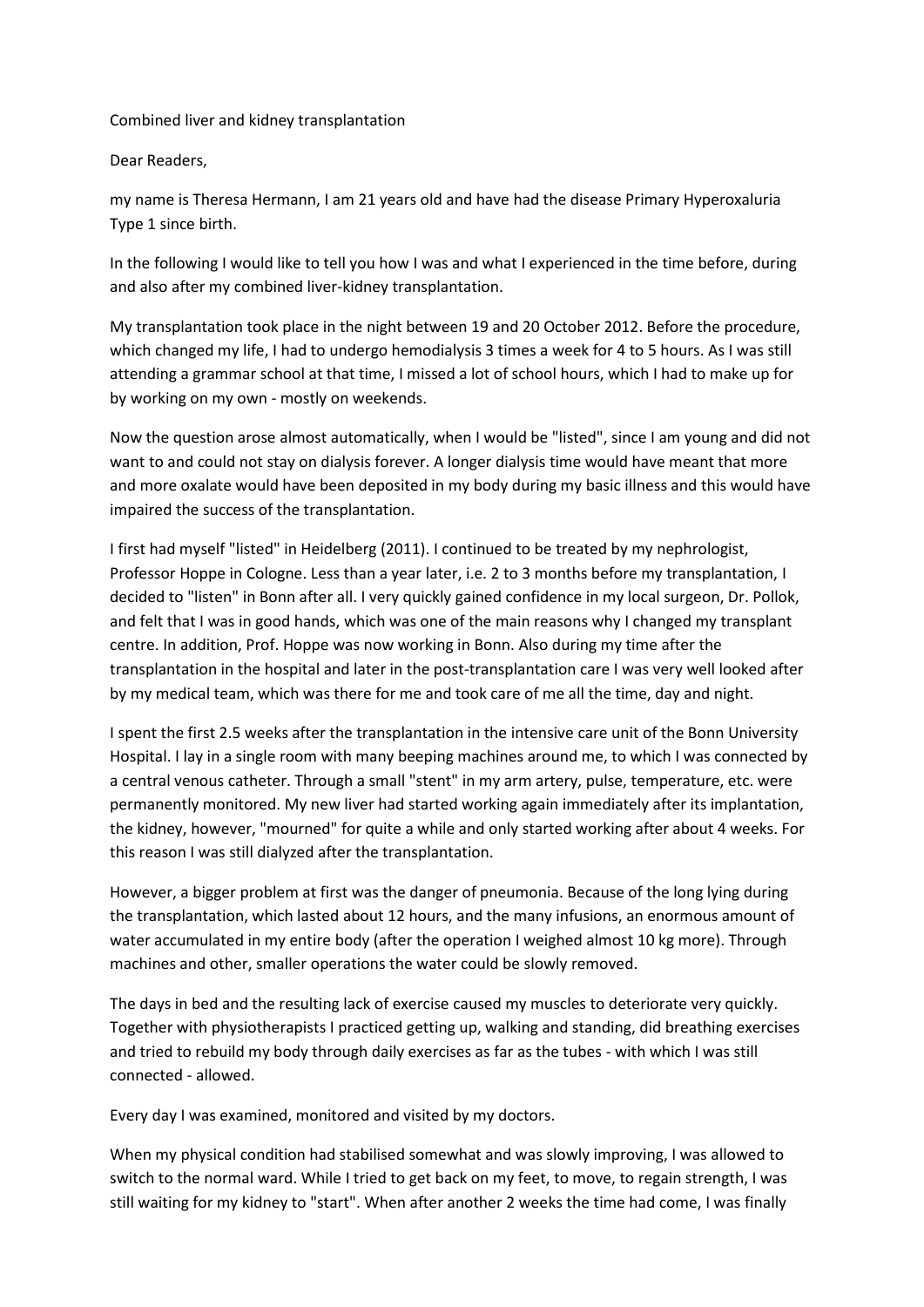Combined liver and kidney transplantation

Dear Readers,

my name is Theresa Hermann, I am 21 years old and have had the disease Primary Hyperoxaluria Type 1 since birth.

In the following I would like to tell you how I was and what I experienced in the time before, during and also after my combined liver-kidney transplantation.

My transplantation took place in the night between 19 and 20 October 2012. Before the procedure, which changed my life, I had to undergo hemodialysis 3 times a week for 4 to 5 hours. As I was still attending a grammar school at that time, I missed a lot of school hours, which I had to make up for by working on my own - mostly on weekends.

Now the question arose almost automatically, when I would be "listed", since I am young and did not want to and could not stay on dialysis forever. A longer dialysis time would have meant that more and more oxalate would have been deposited in my body during my basic illness and this would have impaired the success of the transplantation.

I first had myself "listed" in Heidelberg (2011). I continued to be treated by my nephrologist, Professor Hoppe in Cologne. Less than a year later, i.e. 2 to 3 months before my transplantation, I decided to "listen" in Bonn after all. I very quickly gained confidence in my local surgeon, Dr. Pollok, and felt that I was in good hands, which was one of the main reasons why I changed my transplant centre. In addition, Prof. Hoppe was now working in Bonn. Also during my time after the transplantation in the hospital and later in the post-transplantation care I was very well looked after by my medical team, which was there for me and took care of me all the time, day and night.

I spent the first 2.5 weeks after the transplantation in the intensive care unit of the Bonn University Hospital. I lay in a single room with many beeping machines around me, to which I was connected by a central venous catheter. Through a small "stent" in my arm artery, pulse, temperature, etc. were permanently monitored. My new liver had started working again immediately after its implantation, the kidney, however, "mourned" for quite a while and only started working after about 4 weeks. For this reason I was still dialyzed after the transplantation.

However, a bigger problem at first was the danger of pneumonia. Because of the long lying during the transplantation, which lasted about 12 hours, and the many infusions, an enormous amount of water accumulated in my entire body (after the operation I weighed almost 10 kg more). Through machines and other, smaller operations the water could be slowly removed.

The days in bed and the resulting lack of exercise caused my muscles to deteriorate very quickly. Together with physiotherapists I practiced getting up, walking and standing, did breathing exercises and tried to rebuild my body through daily exercises as far as the tubes - with which I was still connected - allowed.

Every day I was examined, monitored and visited by my doctors.

When my physical condition had stabilised somewhat and was slowly improving, I was allowed to switch to the normal ward. While I tried to get back on my feet, to move, to regain strength, I was still waiting for my kidney to "start". When after another 2 weeks the time had come, I was finally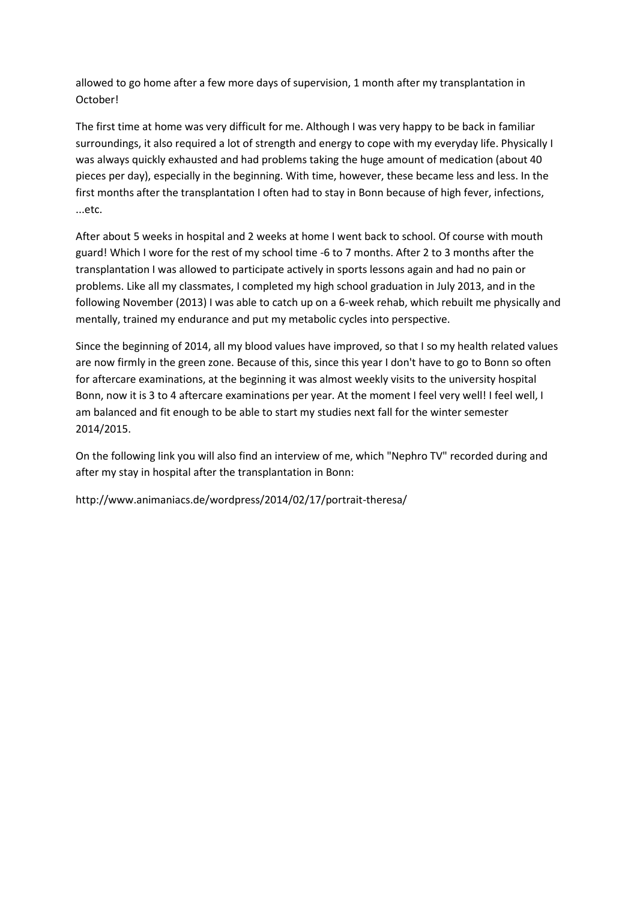allowed to go home after a few more days of supervision, 1 month after my transplantation in October!

The first time at home was very difficult for me. Although I was very happy to be back in familiar surroundings, it also required a lot of strength and energy to cope with my everyday life. Physically I was always quickly exhausted and had problems taking the huge amount of medication (about 40 pieces per day), especially in the beginning. With time, however, these became less and less. In the first months after the transplantation I often had to stay in Bonn because of high fever, infections, ...etc.

After about 5 weeks in hospital and 2 weeks at home I went back to school. Of course with mouth guard! Which I wore for the rest of my school time -6 to 7 months. After 2 to 3 months after the transplantation I was allowed to participate actively in sports lessons again and had no pain or problems. Like all my classmates, I completed my high school graduation in July 2013, and in the following November (2013) I was able to catch up on a 6-week rehab, which rebuilt me physically and mentally, trained my endurance and put my metabolic cycles into perspective.

Since the beginning of 2014, all my blood values have improved, so that I so my health related values are now firmly in the green zone. Because of this, since this year I don't have to go to Bonn so often for aftercare examinations, at the beginning it was almost weekly visits to the university hospital Bonn, now it is 3 to 4 aftercare examinations per year. At the moment I feel very well! I feel well, I am balanced and fit enough to be able to start my studies next fall for the winter semester 2014/2015.

On the following link you will also find an interview of me, which "Nephro TV" recorded during and after my stay in hospital after the transplantation in Bonn:

http://www.animaniacs.de/wordpress/2014/02/17/portrait-theresa/